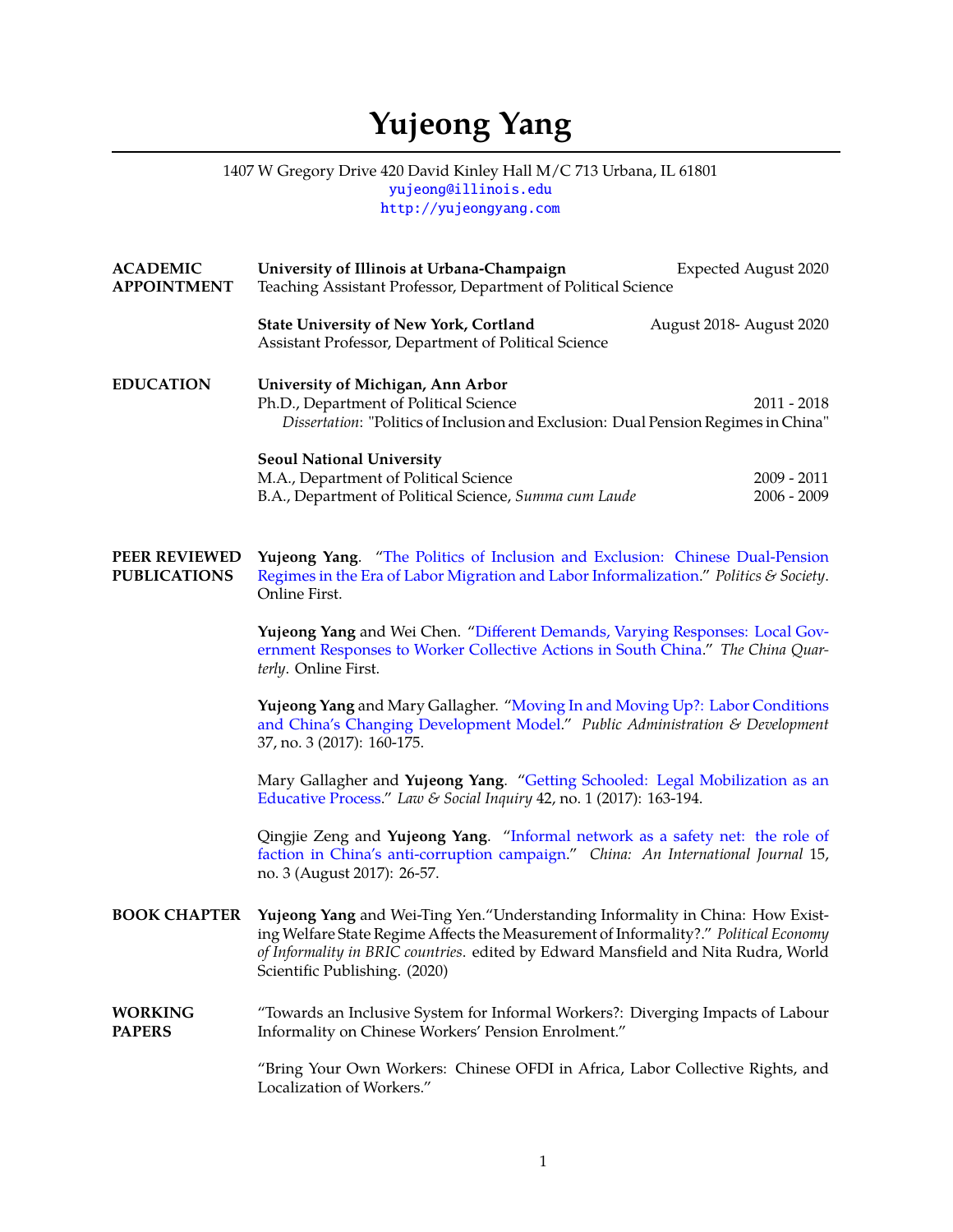# Yujeong Yang

1407 W Gregory Drive 420 David Kinley Hall M/C 713 Urbana, IL 61801
yujeong@illinois.edu
http://yujeongyang.com

## ACADEMIC APPOINTMENT

**University of Illinois at Urbana-Champaign** — Expected August 2020
Teaching Assistant Professor, Department of Political Science

**State University of New York, Cortland** — August 2018- August 2020
Assistant Professor, Department of Political Science

## EDUCATION

**University of Michigan, Ann Arbor**
Ph.D., Department of Political Science — 2011 - 2018
*Dissertation*: "Politics of Inclusion and Exclusion: Dual Pension Regimes in China"

**Seoul National University**
M.A., Department of Political Science — 2009 - 2011
B.A., Department of Political Science, *Summa cum Laude* — 2006 - 2009

## PEER REVIEWED PUBLICATIONS

**Yujeong Yang**. "The Politics of Inclusion and Exclusion: Chinese Dual-Pension Regimes in the Era of Labor Migration and Labor Informalization." *Politics & Society*. Online First.

**Yujeong Yang** and Wei Chen. "Different Demands, Varying Responses: Local Government Responses to Worker Collective Actions in South China." *The China Quarterly*. Online First.

**Yujeong Yang** and Mary Gallagher. "Moving In and Moving Up?: Labor Conditions and China's Changing Development Model." *Public Administration & Development* 37, no. 3 (2017): 160-175.

Mary Gallagher and **Yujeong Yang**. "Getting Schooled: Legal Mobilization as an Educative Process." *Law & Social Inquiry* 42, no. 1 (2017): 163-194.

Qingjie Zeng and **Yujeong Yang**. "Informal network as a safety net: the role of faction in China's anti-corruption campaign." *China: An International Journal* 15, no. 3 (August 2017): 26-57.

## BOOK CHAPTER

**Yujeong Yang** and Wei-Ting Yen."Understanding Informality in China: How Existing Welfare State Regime Affects the Measurement of Informality?." *Political Economy of Informality in BRIC countries*. edited by Edward Mansfield and Nita Rudra, World Scientific Publishing. (2020)

## WORKING PAPERS

"Towards an Inclusive System for Informal Workers?: Diverging Impacts of Labour Informality on Chinese Workers' Pension Enrolment."

"Bring Your Own Workers: Chinese OFDI in Africa, Labor Collective Rights, and Localization of Workers."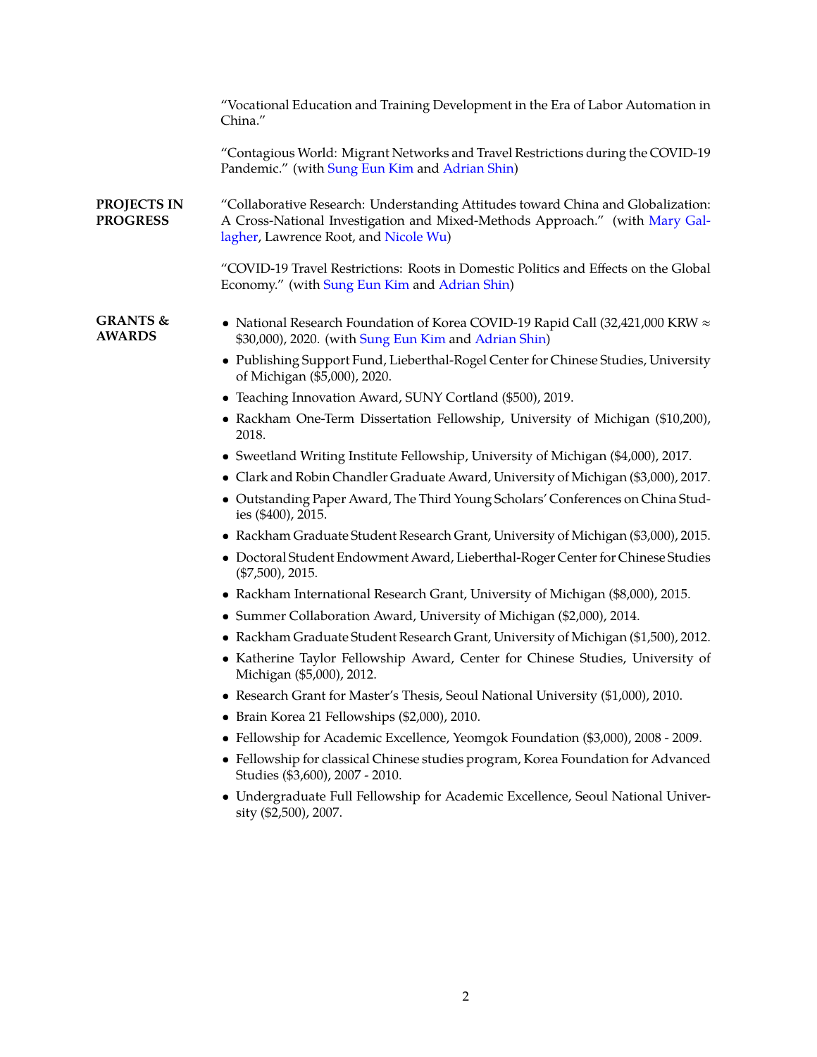"Vocational Education and Training Development in the Era of Labor Automation in China."

"Contagious World: Migrant Networks and Travel Restrictions during the COVID-19 Pandemic." (with Sung Eun Kim and Adrian Shin)

## PROJECTS IN PROGRESS

"Collaborative Research: Understanding Attitudes toward China and Globalization: A Cross-National Investigation and Mixed-Methods Approach." (with Mary Gallagher, Lawrence Root, and Nicole Wu)

"COVID-19 Travel Restrictions: Roots in Domestic Politics and Effects on the Global Economy." (with Sung Eun Kim and Adrian Shin)

## GRANTS & AWARDS

- National Research Foundation of Korea COVID-19 Rapid Call (32,421,000 KRW ≈ $30,000), 2020. (with Sung Eun Kim and Adrian Shin)
- Publishing Support Fund, Lieberthal-Rogel Center for Chinese Studies, University of Michigan ($5,000), 2020.
- Teaching Innovation Award, SUNY Cortland ($500), 2019.
- Rackham One-Term Dissertation Fellowship, University of Michigan ($10,200), 2018.
- Sweetland Writing Institute Fellowship, University of Michigan ($4,000), 2017.
- Clark and Robin Chandler Graduate Award, University of Michigan ($3,000), 2017.
- Outstanding Paper Award, The Third Young Scholars' Conferences on China Studies ($400), 2015.
- Rackham Graduate Student Research Grant, University of Michigan ($3,000), 2015.
- Doctoral Student Endowment Award, Lieberthal-Roger Center for Chinese Studies ($7,500), 2015.
- Rackham International Research Grant, University of Michigan ($8,000), 2015.
- Summer Collaboration Award, University of Michigan ($2,000), 2014.
- Rackham Graduate Student Research Grant, University of Michigan ($1,500), 2012.
- Katherine Taylor Fellowship Award, Center for Chinese Studies, University of Michigan ($5,000), 2012.
- Research Grant for Master's Thesis, Seoul National University ($1,000), 2010.
- Brain Korea 21 Fellowships ($2,000), 2010.
- Fellowship for Academic Excellence, Yeomgok Foundation ($3,000), 2008 - 2009.
- Fellowship for classical Chinese studies program, Korea Foundation for Advanced Studies ($3,600), 2007 - 2010.
- Undergraduate Full Fellowship for Academic Excellence, Seoul National University ($2,500), 2007.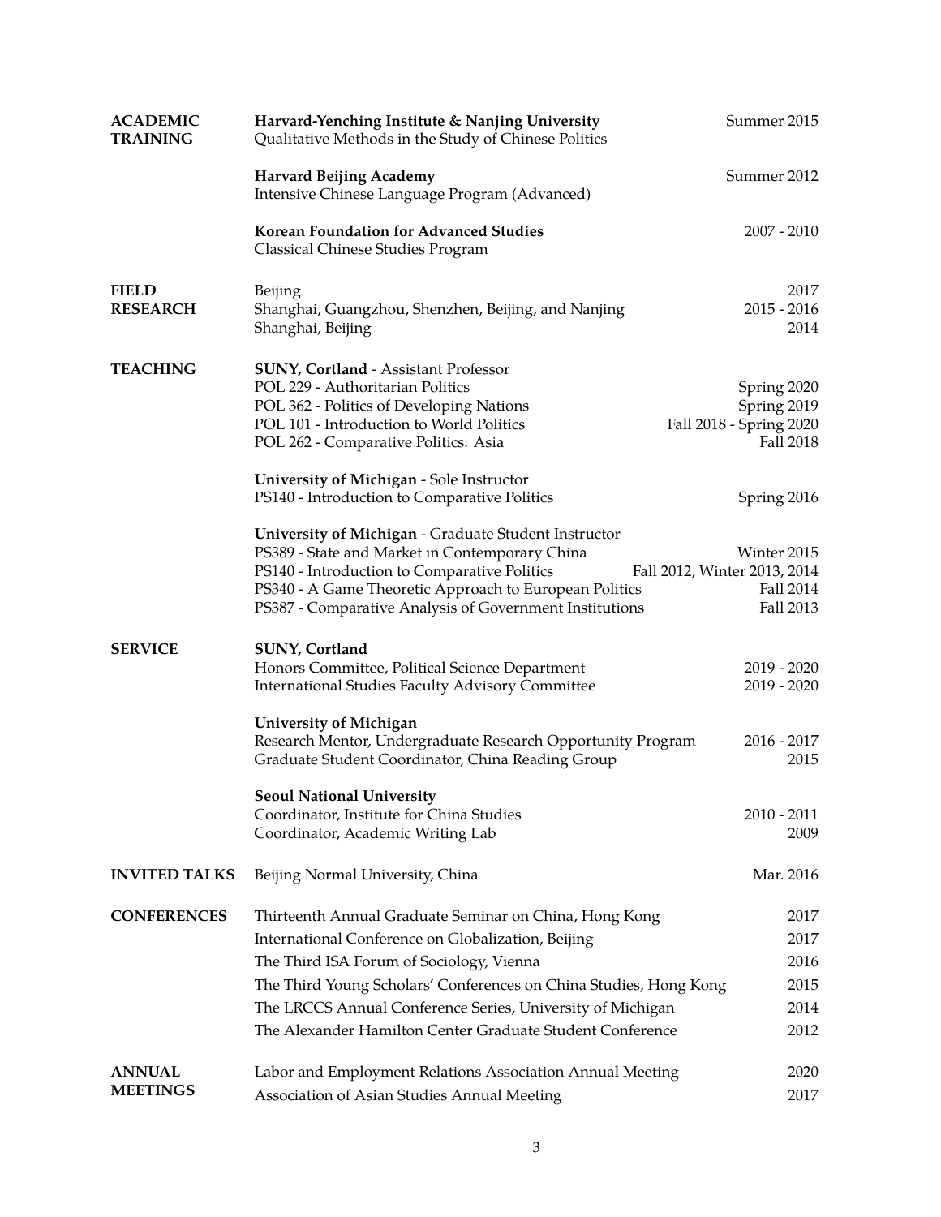## ACADEMIC TRAINING

**Harvard-Yenching Institute & Nanjing University** — Summer 2015
Qualitative Methods in the Study of Chinese Politics

**Harvard Beijing Academy** — Summer 2012
Intensive Chinese Language Program (Advanced)

**Korean Foundation for Advanced Studies** — 2007 - 2010
Classical Chinese Studies Program

## FIELD RESEARCH

Beijing — 2017
Shanghai, Guangzhou, Shenzhen, Beijing, and Nanjing — 2015 - 2016
Shanghai, Beijing — 2014

## TEACHING

**SUNY, Cortland** - Assistant Professor
POL 229 - Authoritarian Politics — Spring 2020
POL 362 - Politics of Developing Nations — Spring 2019
POL 101 - Introduction to World Politics — Fall 2018 - Spring 2020
POL 262 - Comparative Politics: Asia — Fall 2018

**University of Michigan** - Sole Instructor
PS140 - Introduction to Comparative Politics — Spring 2016

**University of Michigan** - Graduate Student Instructor
PS389 - State and Market in Contemporary China — Winter 2015
PS140 - Introduction to Comparative Politics — Fall 2012, Winter 2013, 2014
PS340 - A Game Theoretic Approach to European Politics — Fall 2014
PS387 - Comparative Analysis of Government Institutions — Fall 2013

## SERVICE

**SUNY, Cortland**
Honors Committee, Political Science Department — 2019 - 2020
International Studies Faculty Advisory Committee — 2019 - 2020

**University of Michigan**
Research Mentor, Undergraduate Research Opportunity Program — 2016 - 2017
Graduate Student Coordinator, China Reading Group — 2015

**Seoul National University**
Coordinator, Institute for China Studies — 2010 - 2011
Coordinator, Academic Writing Lab — 2009

## INVITED TALKS

Beijing Normal University, China — Mar. 2016

## CONFERENCES

Thirteenth Annual Graduate Seminar on China, Hong Kong — 2017
International Conference on Globalization, Beijing — 2017
The Third ISA Forum of Sociology, Vienna — 2016
The Third Young Scholars' Conferences on China Studies, Hong Kong — 2015
The LRCCS Annual Conference Series, University of Michigan — 2014
The Alexander Hamilton Center Graduate Student Conference — 2012

## ANNUAL MEETINGS

Labor and Employment Relations Association Annual Meeting — 2020
Association of Asian Studies Annual Meeting — 2017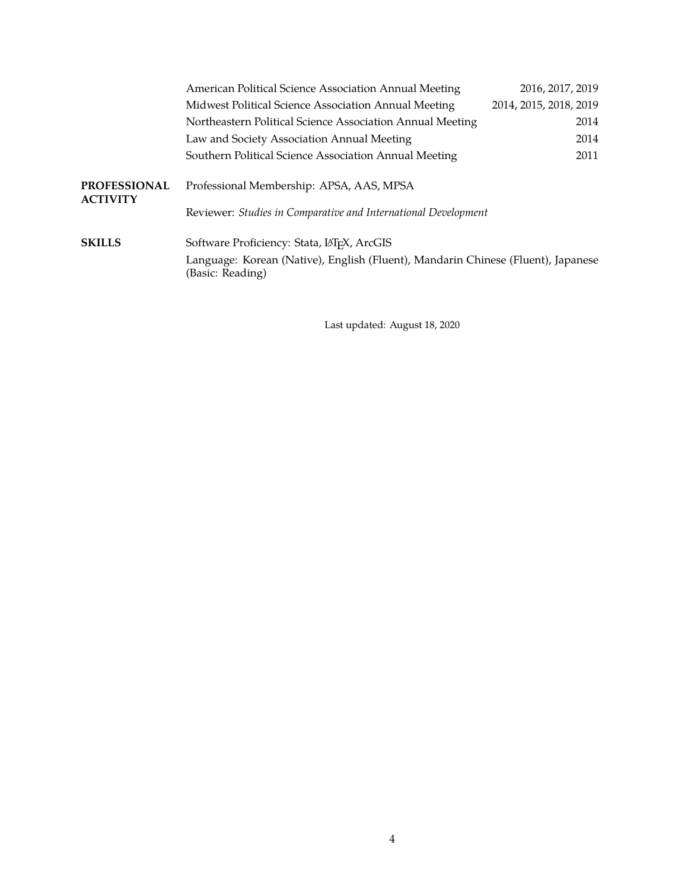| | |
|---|---|
| American Political Science Association Annual Meeting | 2016, 2017, 2019 |
| Midwest Political Science Association Annual Meeting | 2014, 2015, 2018, 2019 |
| Northeastern Political Science Association Annual Meeting | 2014 |
| Law and Society Association Annual Meeting | 2014 |
| Southern Political Science Association Annual Meeting | 2011 |

**PROFESSIONAL ACTIVITY**

Professional Membership: APSA, AAS, MPSA

Reviewer: *Studies in Comparative and International Development*

**SKILLS**

Software Proficiency: Stata, LaTeX, ArcGIS

Language: Korean (Native), English (Fluent), Mandarin Chinese (Fluent), Japanese (Basic: Reading)

Last updated: August 18, 2020